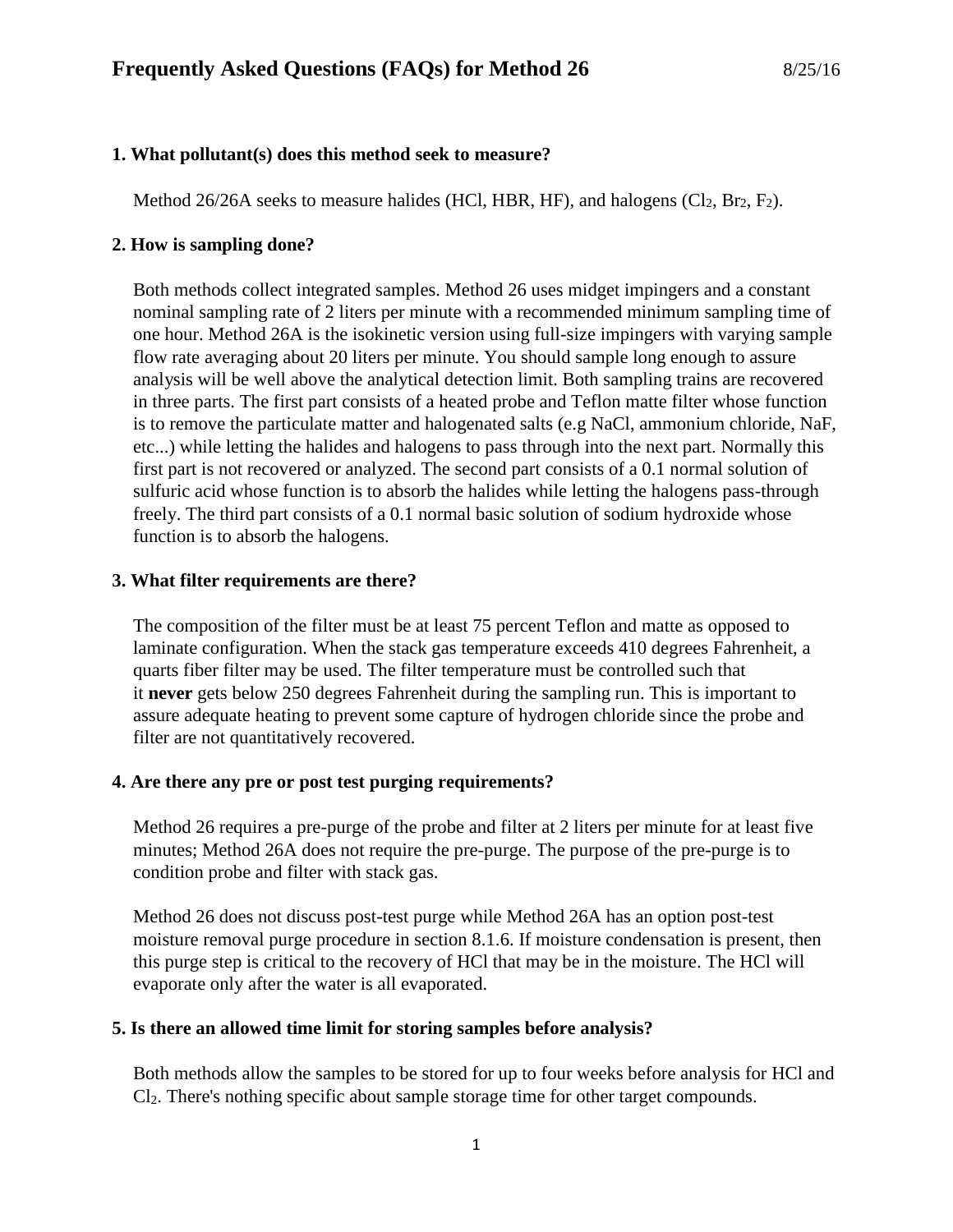# Frequently Asked Questions (FAQs) for Method 26

8/25/16

### 1. What pollutant(s) does this method seek to measure?

Method 26/26A seeks to measure halides (HCl, HBR, HF), and halogens ($Cl_2$, $Br_2$, $F_2$).

### 2. How is sampling done?

Both methods collect integrated samples. Method 26 uses midget impingers and a constant nominal sampling rate of 2 liters per minute with a recommended minimum sampling time of one hour. Method 26A is the isokinetic version using full-size impingers with varying sample flow rate averaging about 20 liters per minute. You should sample long enough to assure analysis will be well above the analytical detection limit. Both sampling trains are recovered in three parts. The first part consists of a heated probe and Teflon matte filter whose function is to remove the particulate matter and halogenated salts (e.g NaCl, ammonium chloride, NaF, etc...) while letting the halides and halogens to pass through into the next part. Normally this first part is not recovered or analyzed. The second part consists of a 0.1 normal solution of sulfuric acid whose function is to absorb the halides while letting the halogens pass-through freely. The third part consists of a 0.1 normal basic solution of sodium hydroxide whose function is to absorb the halogens.

### 3. What filter requirements are there?

The composition of the filter must be at least 75 percent Teflon and matte as opposed to laminate configuration. When the stack gas temperature exceeds 410 degrees Fahrenheit, a quarts fiber filter may be used. The filter temperature must be controlled such that it **never** gets below 250 degrees Fahrenheit during the sampling run. This is important to assure adequate heating to prevent some capture of hydrogen chloride since the probe and filter are not quantitatively recovered.

### 4. Are there any pre or post test purging requirements?

Method 26 requires a pre-purge of the probe and filter at 2 liters per minute for at least five minutes; Method 26A does not require the pre-purge. The purpose of the pre-purge is to condition probe and filter with stack gas.

Method 26 does not discuss post-test purge while Method 26A has an option post-test moisture removal purge procedure in section 8.1.6. If moisture condensation is present, then this purge step is critical to the recovery of HCl that may be in the moisture. The HCl will evaporate only after the water is all evaporated.

### 5. Is there an allowed time limit for storing samples before analysis?

Both methods allow the samples to be stored for up to four weeks before analysis for HCl and $Cl_2$. There's nothing specific about sample storage time for other target compounds.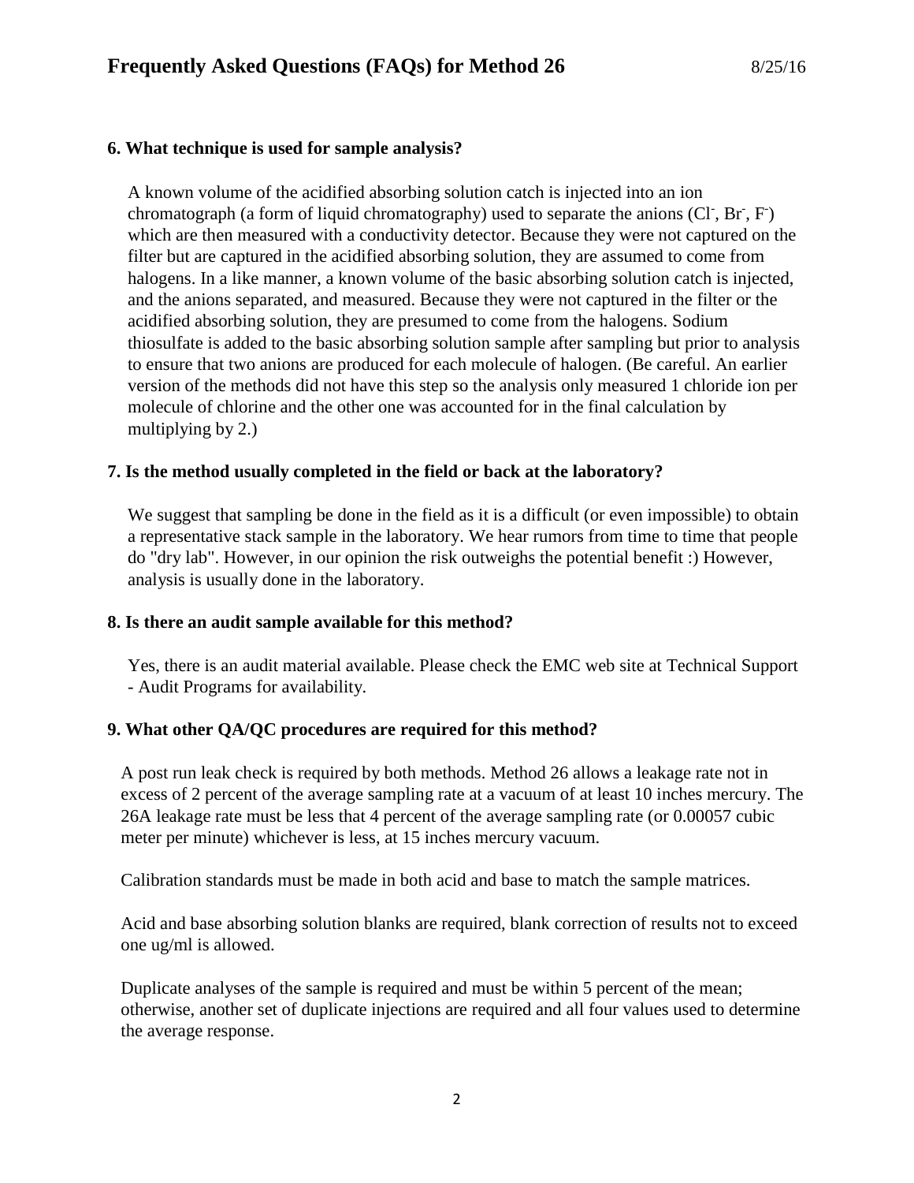### 6. What technique is used for sample analysis?

A known volume of the acidified absorbing solution catch is injected into an ion chromatograph (a form of liquid chromatography) used to separate the anions ($Cl^-$, $Br^-$, $F^-$) which are then measured with a conductivity detector. Because they were not captured on the filter but are captured in the acidified absorbing solution, they are assumed to come from halogens. In a like manner, a known volume of the basic absorbing solution catch is injected, and the anions separated, and measured. Because they were not captured in the filter or the acidified absorbing solution, they are presumed to come from the halogens. Sodium thiosulfate is added to the basic absorbing solution sample after sampling but prior to analysis to ensure that two anions are produced for each molecule of halogen. (Be careful. An earlier version of the methods did not have this step so the analysis only measured 1 chloride ion per molecule of chlorine and the other one was accounted for in the final calculation by multiplying by 2.)

### 7. Is the method usually completed in the field or back at the laboratory?

We suggest that sampling be done in the field as it is a difficult (or even impossible) to obtain a representative stack sample in the laboratory. We hear rumors from time to time that people do "dry lab". However, in our opinion the risk outweighs the potential benefit :) However, analysis is usually done in the laboratory.

### 8. Is there an audit sample available for this method?

Yes, there is an audit material available. Please check the EMC web site at Technical Support - Audit Programs for availability.

### 9. What other QA/QC procedures are required for this method?

A post run leak check is required by both methods. Method 26 allows a leakage rate not in excess of 2 percent of the average sampling rate at a vacuum of at least 10 inches mercury. The 26A leakage rate must be less that 4 percent of the average sampling rate (or 0.00057 cubic meter per minute) whichever is less, at 15 inches mercury vacuum.

Calibration standards must be made in both acid and base to match the sample matrices.

Acid and base absorbing solution blanks are required, blank correction of results not to exceed one ug/ml is allowed.

Duplicate analyses of the sample is required and must be within 5 percent of the mean; otherwise, another set of duplicate injections are required and all four values used to determine the average response.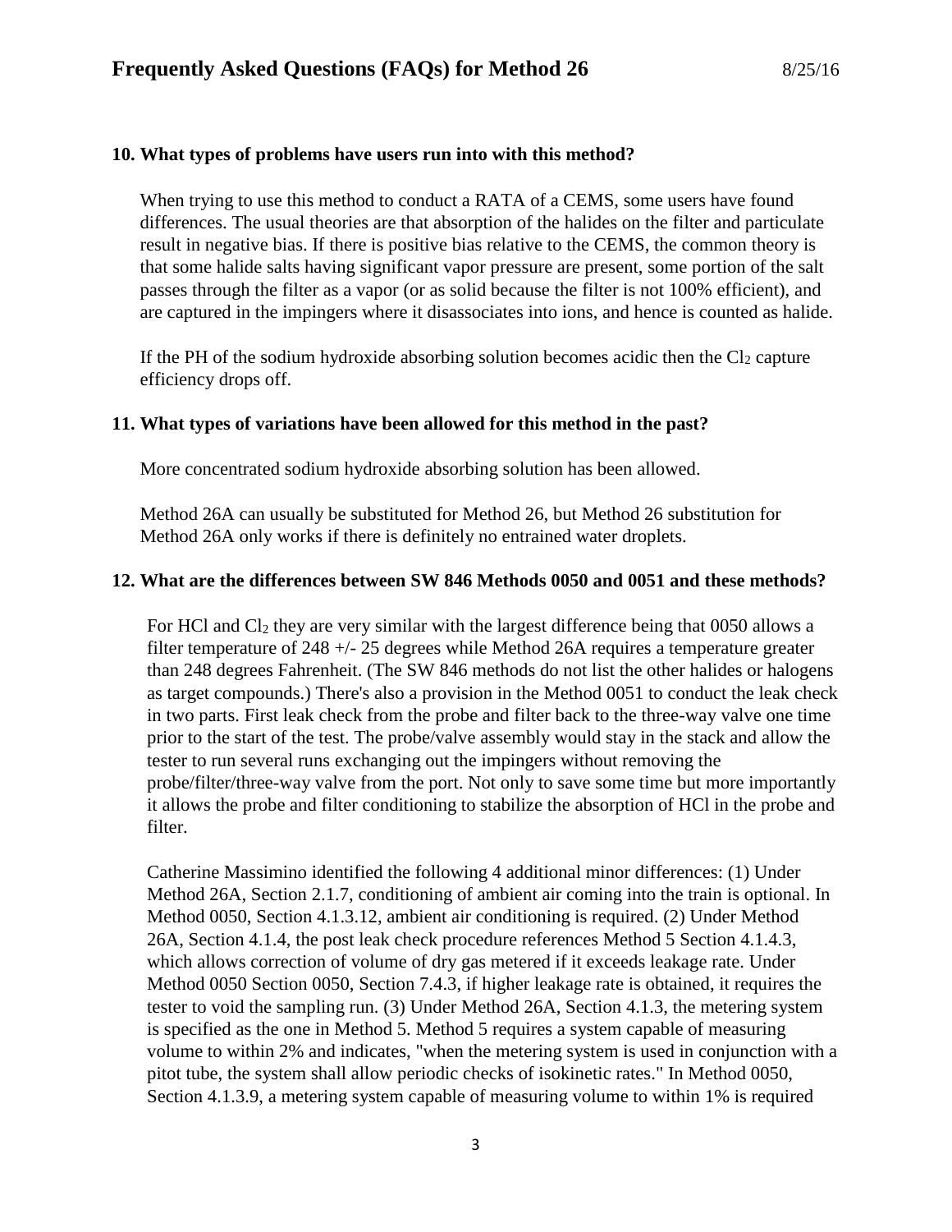**10. What types of problems have users run into with this method?**

When trying to use this method to conduct a RATA of a CEMS, some users have found differences. The usual theories are that absorption of the halides on the filter and particulate result in negative bias. If there is positive bias relative to the CEMS, the common theory is that some halide salts having significant vapor pressure are present, some portion of the salt passes through the filter as a vapor (or as solid because the filter is not 100% efficient), and are captured in the impingers where it disassociates into ions, and hence is counted as halide.

If the PH of the sodium hydroxide absorbing solution becomes acidic then the $Cl_2$ capture efficiency drops off.

**11. What types of variations have been allowed for this method in the past?**

More concentrated sodium hydroxide absorbing solution has been allowed.

Method 26A can usually be substituted for Method 26, but Method 26 substitution for Method 26A only works if there is definitely no entrained water droplets.

**12. What are the differences between SW 846 Methods 0050 and 0051 and these methods?**

For HCl and $Cl_2$ they are very similar with the largest difference being that 0050 allows a filter temperature of 248 +/- 25 degrees while Method 26A requires a temperature greater than 248 degrees Fahrenheit. (The SW 846 methods do not list the other halides or halogens as target compounds.) There's also a provision in the Method 0051 to conduct the leak check in two parts. First leak check from the probe and filter back to the three-way valve one time prior to the start of the test. The probe/valve assembly would stay in the stack and allow the tester to run several runs exchanging out the impingers without removing the probe/filter/three-way valve from the port. Not only to save some time but more importantly it allows the probe and filter conditioning to stabilize the absorption of HCl in the probe and filter.

Catherine Massimino identified the following 4 additional minor differences: (1) Under Method 26A, Section 2.1.7, conditioning of ambient air coming into the train is optional. In Method 0050, Section 4.1.3.12, ambient air conditioning is required. (2) Under Method 26A, Section 4.1.4, the post leak check procedure references Method 5 Section 4.1.4.3, which allows correction of volume of dry gas metered if it exceeds leakage rate. Under Method 0050 Section 0050, Section 7.4.3, if higher leakage rate is obtained, it requires the tester to void the sampling run. (3) Under Method 26A, Section 4.1.3, the metering system is specified as the one in Method 5. Method 5 requires a system capable of measuring volume to within 2% and indicates, "when the metering system is used in conjunction with a pitot tube, the system shall allow periodic checks of isokinetic rates." In Method 0050, Section 4.1.3.9, a metering system capable of measuring volume to within 1% is required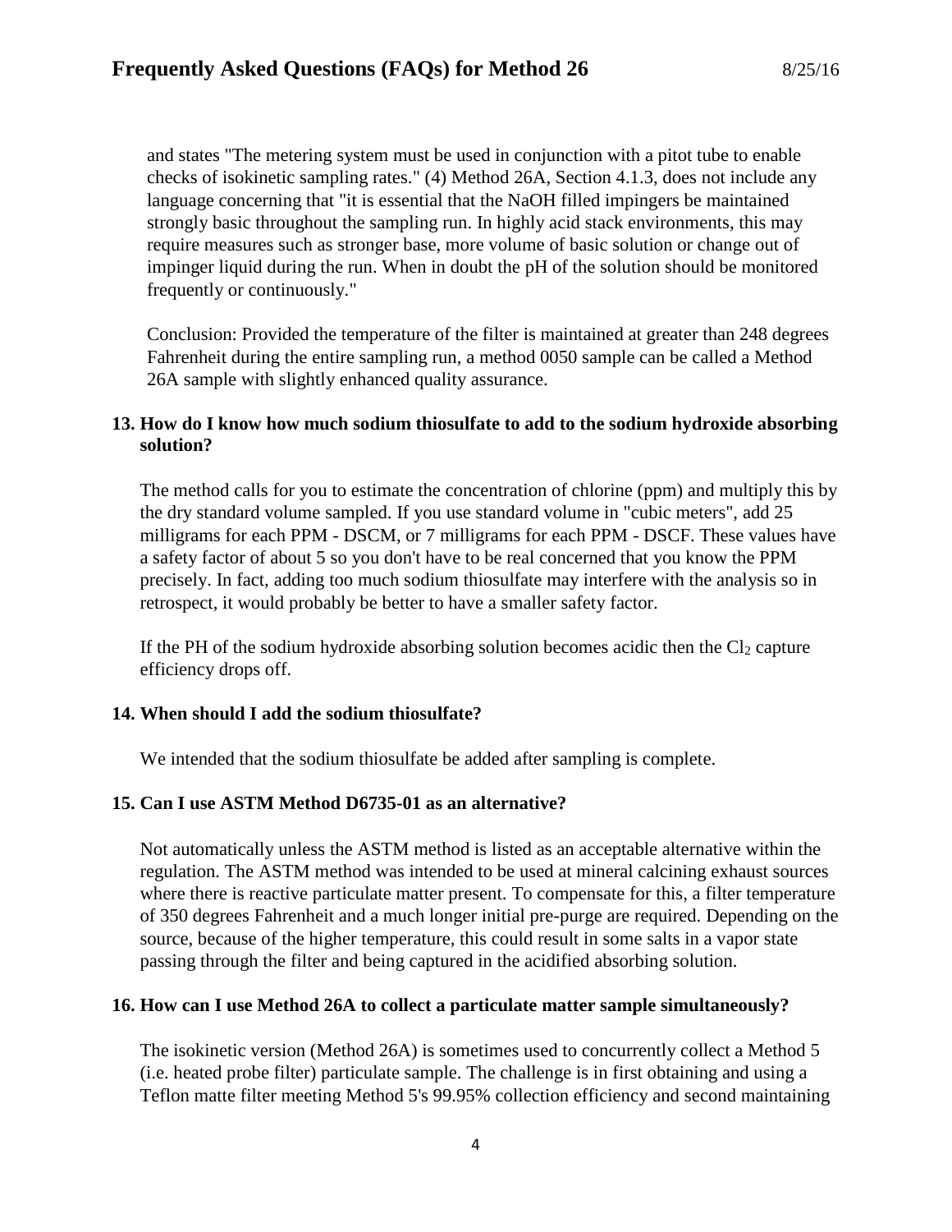and states "The metering system must be used in conjunction with a pitot tube to enable checks of isokinetic sampling rates." (4) Method 26A, Section 4.1.3, does not include any language concerning that "it is essential that the NaOH filled impingers be maintained strongly basic throughout the sampling run. In highly acid stack environments, this may require measures such as stronger base, more volume of basic solution or change out of impinger liquid during the run. When in doubt the pH of the solution should be monitored frequently or continuously."

Conclusion: Provided the temperature of the filter is maintained at greater than 248 degrees Fahrenheit during the entire sampling run, a method 0050 sample can be called a Method 26A sample with slightly enhanced quality assurance.

**13. How do I know how much sodium thiosulfate to add to the sodium hydroxide absorbing solution?**

The method calls for you to estimate the concentration of chlorine (ppm) and multiply this by the dry standard volume sampled. If you use standard volume in "cubic meters", add 25 milligrams for each PPM - DSCM, or 7 milligrams for each PPM - DSCF. These values have a safety factor of about 5 so you don't have to be real concerned that you know the PPM precisely. In fact, adding too much sodium thiosulfate may interfere with the analysis so in retrospect, it would probably be better to have a smaller safety factor.

If the PH of the sodium hydroxide absorbing solution becomes acidic then the $Cl_2$ capture efficiency drops off.

**14. When should I add the sodium thiosulfate?**

We intended that the sodium thiosulfate be added after sampling is complete.

**15. Can I use ASTM Method D6735-01 as an alternative?**

Not automatically unless the ASTM method is listed as an acceptable alternative within the regulation. The ASTM method was intended to be used at mineral calcining exhaust sources where there is reactive particulate matter present. To compensate for this, a filter temperature of 350 degrees Fahrenheit and a much longer initial pre-purge are required. Depending on the source, because of the higher temperature, this could result in some salts in a vapor state passing through the filter and being captured in the acidified absorbing solution.

**16. How can I use Method 26A to collect a particulate matter sample simultaneously?**

The isokinetic version (Method 26A) is sometimes used to concurrently collect a Method 5 (i.e. heated probe filter) particulate sample. The challenge is in first obtaining and using a Teflon matte filter meeting Method 5's 99.95% collection efficiency and second maintaining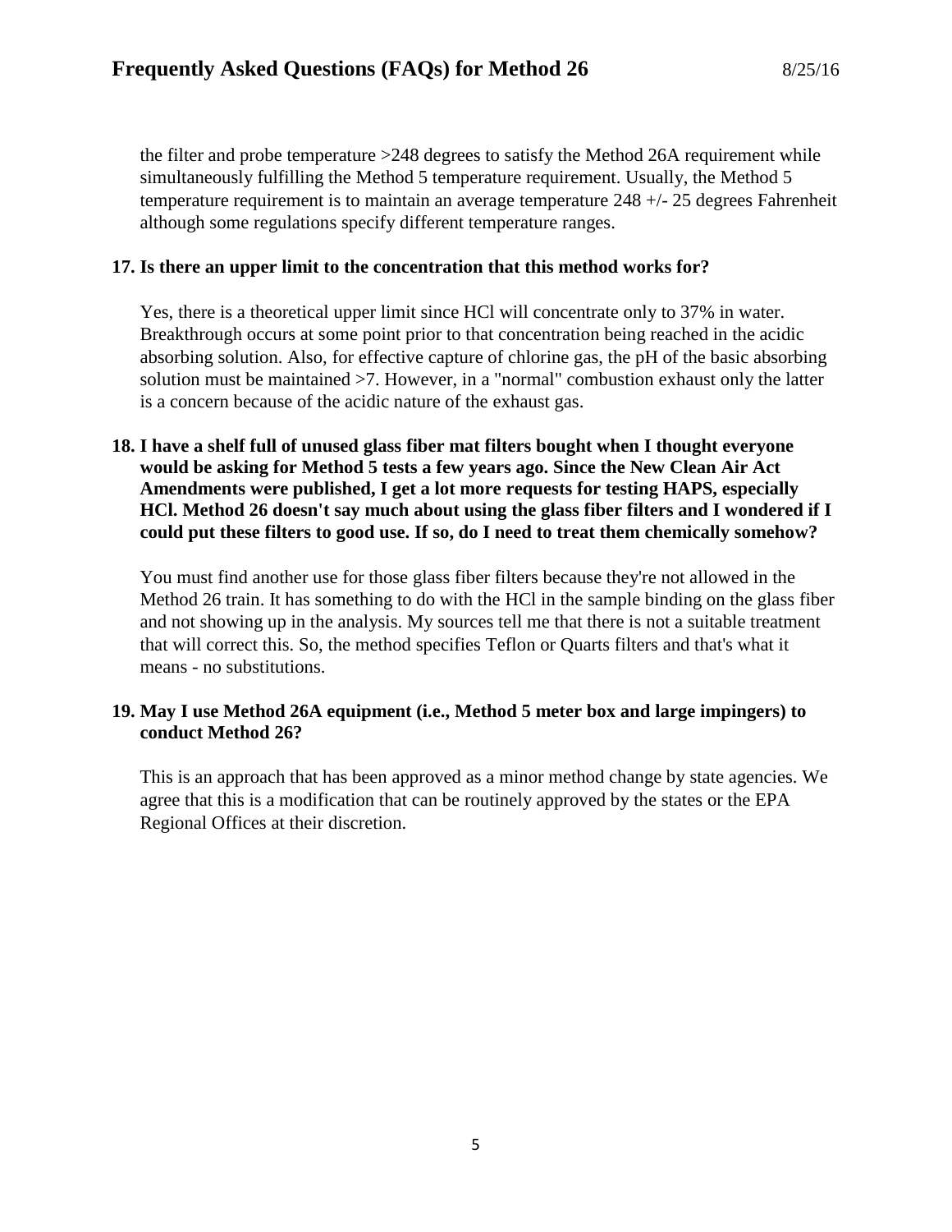the filter and probe temperature >248 degrees to satisfy the Method 26A requirement while simultaneously fulfilling the Method 5 temperature requirement. Usually, the Method 5 temperature requirement is to maintain an average temperature 248 +/- 25 degrees Fahrenheit although some regulations specify different temperature ranges.

**17. Is there an upper limit to the concentration that this method works for?**

Yes, there is a theoretical upper limit since HCl will concentrate only to 37% in water. Breakthrough occurs at some point prior to that concentration being reached in the acidic absorbing solution. Also, for effective capture of chlorine gas, the pH of the basic absorbing solution must be maintained >7. However, in a "normal" combustion exhaust only the latter is a concern because of the acidic nature of the exhaust gas.

**18. I have a shelf full of unused glass fiber mat filters bought when I thought everyone would be asking for Method 5 tests a few years ago. Since the New Clean Air Act Amendments were published, I get a lot more requests for testing HAPS, especially HCl. Method 26 doesn't say much about using the glass fiber filters and I wondered if I could put these filters to good use. If so, do I need to treat them chemically somehow?**

You must find another use for those glass fiber filters because they're not allowed in the Method 26 train. It has something to do with the HCl in the sample binding on the glass fiber and not showing up in the analysis. My sources tell me that there is not a suitable treatment that will correct this. So, the method specifies Teflon or Quarts filters and that's what it means - no substitutions.

**19. May I use Method 26A equipment (i.e., Method 5 meter box and large impingers) to conduct Method 26?**

This is an approach that has been approved as a minor method change by state agencies. We agree that this is a modification that can be routinely approved by the states or the EPA Regional Offices at their discretion.